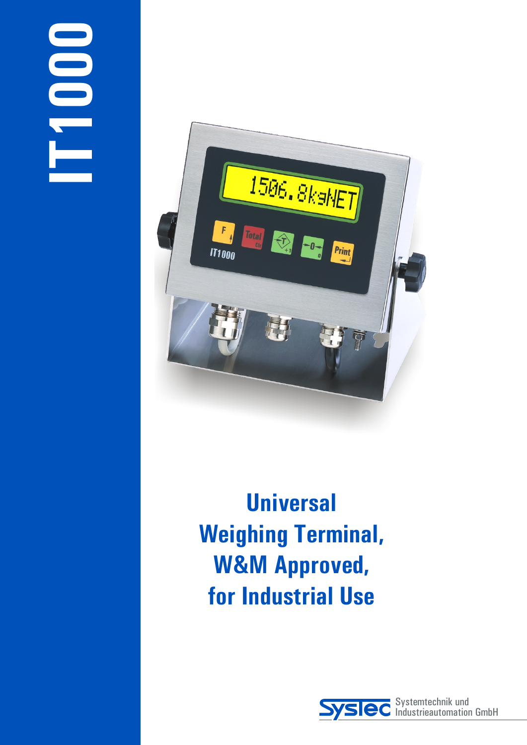# IT1000

## Universal Weighing Terminal, W&M Approved, for Industrial Use

SysTec Systemtechnik und Industrieautomation GmbH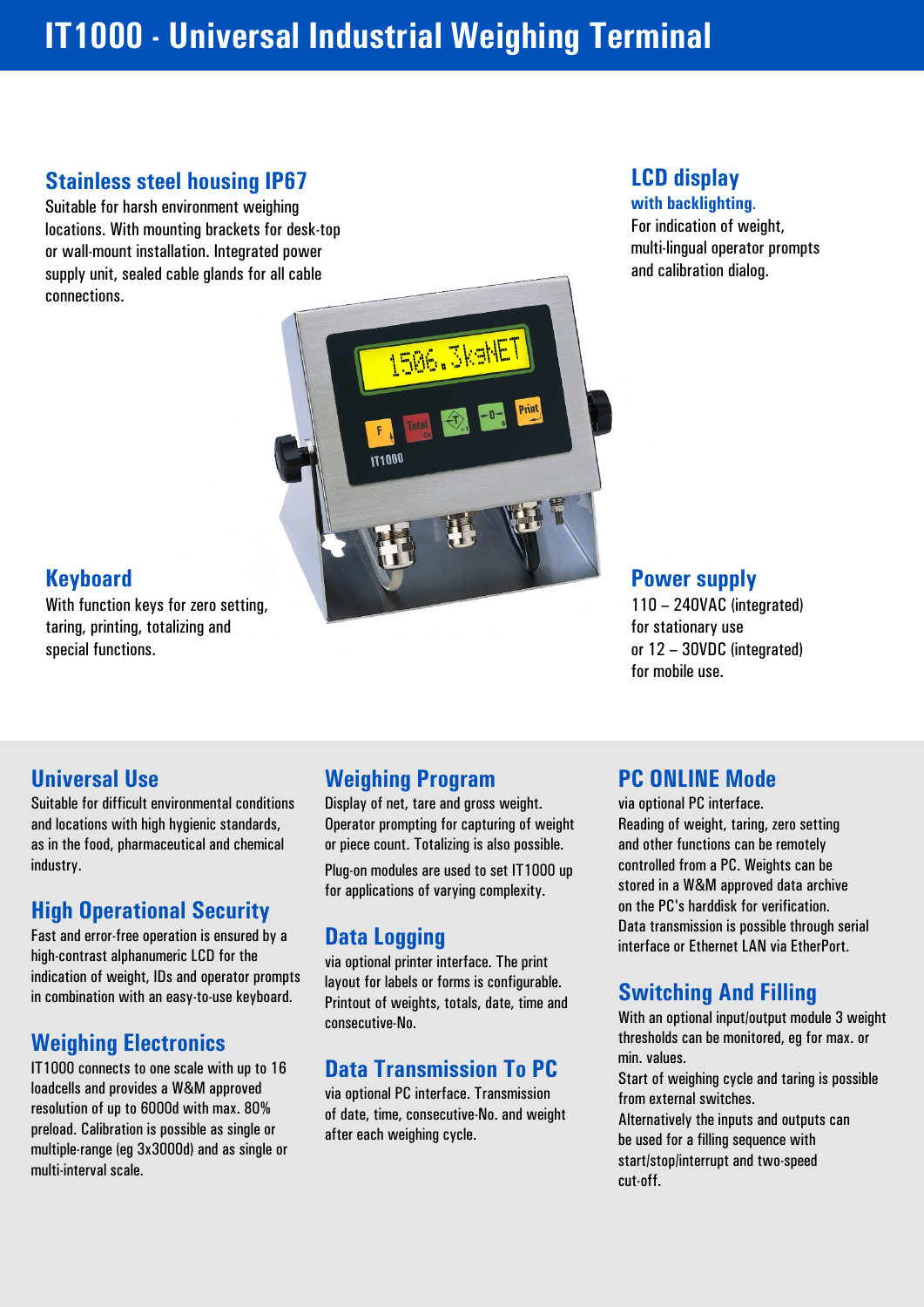# IT1000 - Universal Industrial Weighing Terminal

## Stainless steel housing IP67

Suitable for harsh environment weighing locations. With mounting brackets for desk-top or wall-mount installation. Integrated power supply unit, sealed cable glands for all cable connections.

## LCD display

**with backlighting.**

For indication of weight, multi-lingual operator prompts and calibration dialog.

## Keyboard

With function keys for zero setting, taring, printing, totalizing and special functions.

## Power supply

110 – 240VAC (integrated) for stationary use or 12 – 30VDC (integrated) for mobile use.

## Universal Use

Suitable for difficult environmental conditions and locations with high hygienic standards, as in the food, pharmaceutical and chemical industry.

## High Operational Security

Fast and error-free operation is ensured by a high-contrast alphanumeric LCD for the indication of weight, IDs and operator prompts in combination with an easy-to-use keyboard.

## Weighing Electronics

IT1000 connects to one scale with up to 16 loadcells and provides a W&M approved resolution of up to 6000d with max. 80% preload. Calibration is possible as single or multiple-range (eg 3x3000d) and as single or multi-interval scale.

## Weighing Program

Display of net, tare and gross weight. Operator prompting for capturing of weight or piece count. Totalizing is also possible.

Plug-on modules are used to set IT1000 up for applications of varying complexity.

## Data Logging

via optional printer interface. The print layout for labels or forms is configurable. Printout of weights, totals, date, time and consecutive-No.

## Data Transmission To PC

via optional PC interface. Transmission of date, time, consecutive-No. and weight after each weighing cycle.

## PC ONLINE Mode

via optional PC interface. Reading of weight, taring, zero setting and other functions can be remotely controlled from a PC. Weights can be stored in a W&M approved data archive on the PC's harddisk for verification. Data transmission is possible through serial interface or Ethernet LAN via EtherPort.

## Switching And Filling

With an optional input/output module 3 weight thresholds can be monitored, eg for max. or min. values. Start of weighing cycle and taring is possible from external switches. Alternatively the inputs and outputs can be used for a filling sequence with start/stop/interrupt and two-speed cut-off.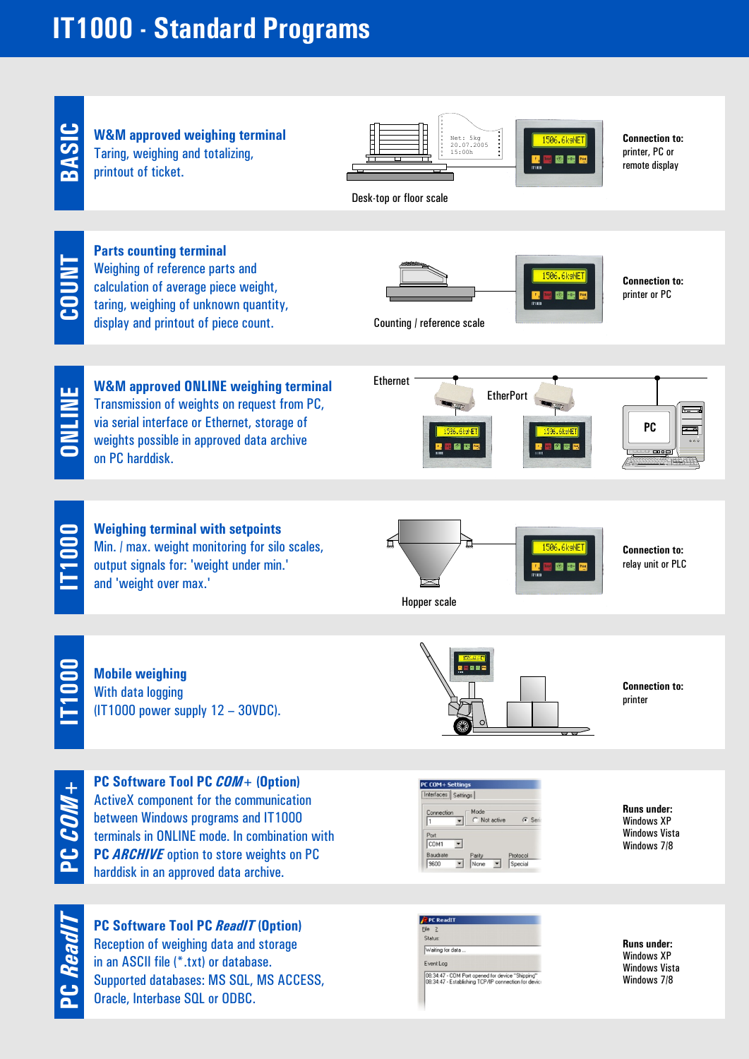# IT1000 - Standard Programs

## BASIC

**W&M approved weighing terminal**
Taring, weighing and totalizing, printout of ticket.

Desk-top or floor scale

**Connection to:**
printer, PC or remote display

## COUNT

**Parts counting terminal**
Weighing of reference parts and calculation of average piece weight, taring, weighing of unknown quantity, display and printout of piece count.

Counting / reference scale

**Connection to:**
printer or PC

## ONLINE

**W&M approved ONLINE weighing terminal**
Transmission of weights on request from PC, via serial interface or Ethernet, storage of weights possible in approved data archive on PC harddisk.

Ethernet — EtherPort — PC

## IT1000

**Weighing terminal with setpoints**
Min. / max. weight monitoring for silo scales, output signals for: 'weight under min.' and 'weight over max.'

Hopper scale

**Connection to:**
relay unit or PLC

## IT1000

**Mobile weighing**
With data logging
(IT1000 power supply 12 – 30VDC).

**Connection to:**
printer

## PC *COM+*

**PC Software Tool PC *COM+* (Option)**
ActiveX component for the communication between Windows programs and IT1000 terminals in ONLINE mode. In combination with PC *ARCHIVE* option to store weights on PC harddisk in an approved data archive.

**Runs under:**
Windows XP
Windows Vista
Windows 7/8

## PC *ReadIT*

**PC Software Tool PC *ReadIT* (Option)**
Reception of weighing data and storage in an ASCII file (*.txt) or database.
Supported databases: MS SQL, MS ACCESS, Oracle, Interbase SQL or ODBC.

**Runs under:**
Windows XP
Windows Vista
Windows 7/8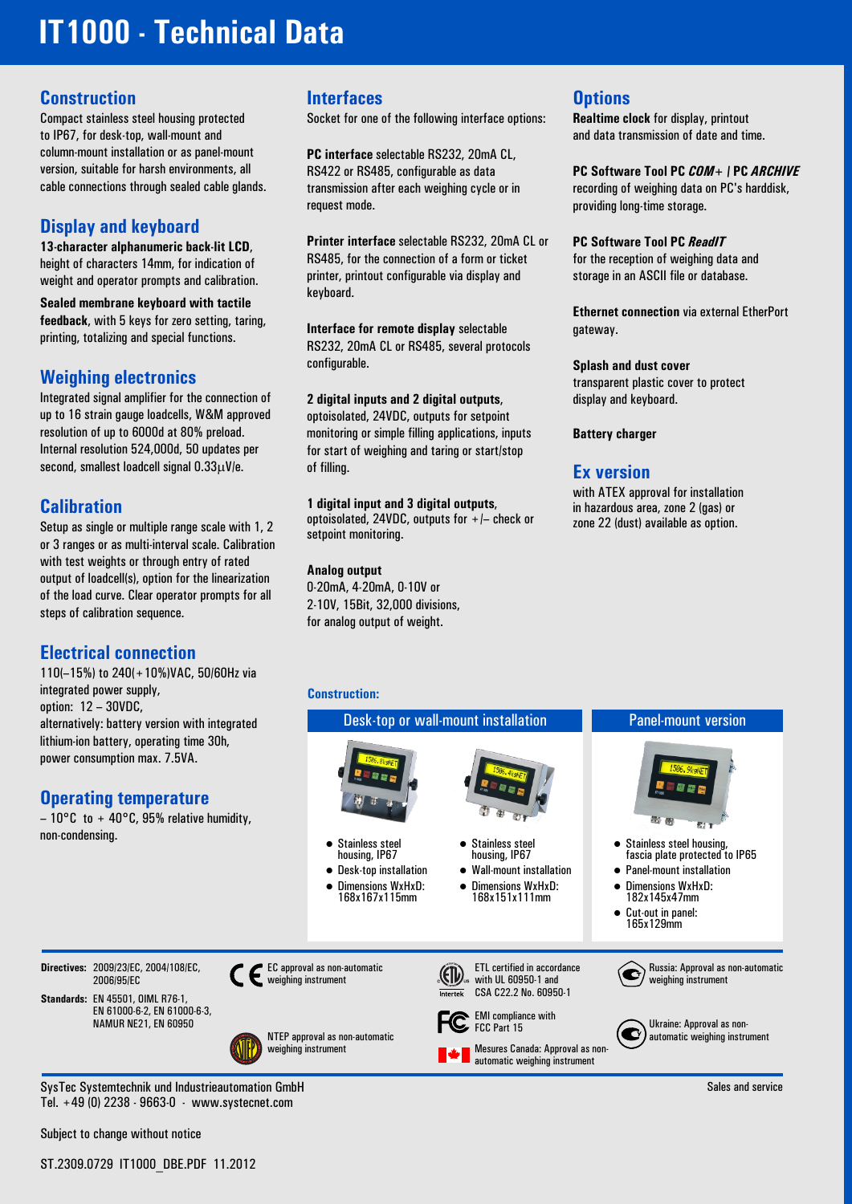# IT1000 - Technical Data

## Construction

Compact stainless steel housing protected to IP67, for desk-top, wall-mount and column-mount installation or as panel-mount version, suitable for harsh environments, all cable connections through sealed cable glands.

## Display and keyboard

**13-character alphanumeric back-lit LCD**, height of characters 14mm, for indication of weight and operator prompts and calibration.

**Sealed membrane keyboard with tactile feedback**, with 5 keys for zero setting, taring, printing, totalizing and special functions.

## Weighing electronics

Integrated signal amplifier for the connection of up to 16 strain gauge loadcells, W&M approved resolution of up to 6000d at 80% preload. Internal resolution 524,000d, 50 updates per second, smallest loadcell signal 0.33µV/e.

## Calibration

Setup as single or multiple range scale with 1, 2 or 3 ranges or as multi-interval scale. Calibration with test weights or through entry of rated output of loadcell(s), option for the linearization of the load curve. Clear operator prompts for all steps of calibration sequence.

## Electrical connection

110(–15%) to 240(+10%)VAC, 50/60Hz via integrated power supply,
option: 12 – 30VDC,
alternatively: battery version with integrated lithium-ion battery, operating time 30h, power consumption max. 7.5VA.

## Operating temperature

– 10°C to + 40°C, 95% relative humidity, non-condensing.

## Interfaces

Socket for one of the following interface options:

**PC interface** selectable RS232, 20mA CL, RS422 or RS485, configurable as data transmission after each weighing cycle or in request mode.

**Printer interface** selectable RS232, 20mA CL or RS485, for the connection of a form or ticket printer, printout configurable via display and keyboard.

**Interface for remote display** selectable RS232, 20mA CL or RS485, several protocols configurable.

**2 digital inputs and 2 digital outputs**, optoisolated, 24VDC, outputs for setpoint monitoring or simple filling applications, inputs for start of weighing and taring or start/stop of filling.

**1 digital input and 3 digital outputs**, optoisolated, 24VDC, outputs for +/– check or setpoint monitoring.

**Analog output**
0-20mA, 4-20mA, 0-10V or 2-10V, 15Bit, 32,000 divisions, for analog output of weight.

## Options

**Realtime clock** for display, printout and data transmission of date and time.

**PC Software Tool PC *COM+* | PC *ARCHIVE*** recording of weighing data on PC's harddisk, providing long-time storage.

**PC Software Tool PC *ReadIT*** for the reception of weighing data and storage in an ASCII file or database.

**Ethernet connection** via external EtherPort gateway.

**Splash and dust cover** transparent plastic cover to protect display and keyboard.

**Battery charger**

## Ex version

with ATEX approval for installation in hazardous area, zone 2 (gas) or zone 22 (dust) available as option.

**Construction:**

**Desk-top or wall-mount installation**

- Stainless steel housing, IP67
- Desk-top installation
- Dimensions WxHxD: 168x167x115mm

- Stainless steel housing, IP67
- Wall-mount installation
- Dimensions WxHxD: 168x151x111mm

**Panel-mount version**

- Stainless steel housing, fascia plate protected to IP65
- Panel-mount installation
- Dimensions WxHxD: 182x145x47mm
- Cut-out in panel: 165x129mm

**Directives:** 2009/23/EC, 2004/108/EC, 2006/95/EC

**Standards:** EN 45501, OIML R76-1, EN 61000-6-2, EN 61000-6-3, NAMUR NE21, EN 60950

EC approval as non-automatic weighing instrument

NTEP approval as non-automatic weighing instrument

ETL certified in accordance with UL 60950-1 and CSA C22.2 No. 60950-1

EMI compliance with FCC Part 15

Mesures Canada: Approval as non-automatic weighing instrument

Russia: Approval as non-automatic weighing instrument

Ukraine: Approval as non-automatic weighing instrument

SysTec Systemtechnik und Industrieautomation GmbH
Tel. +49 (0) 2238 - 9663-0 - www.systecnet.com

Sales and service

Subject to change without notice

ST.2309.0729 IT1000_DBE.PDF 11.2012